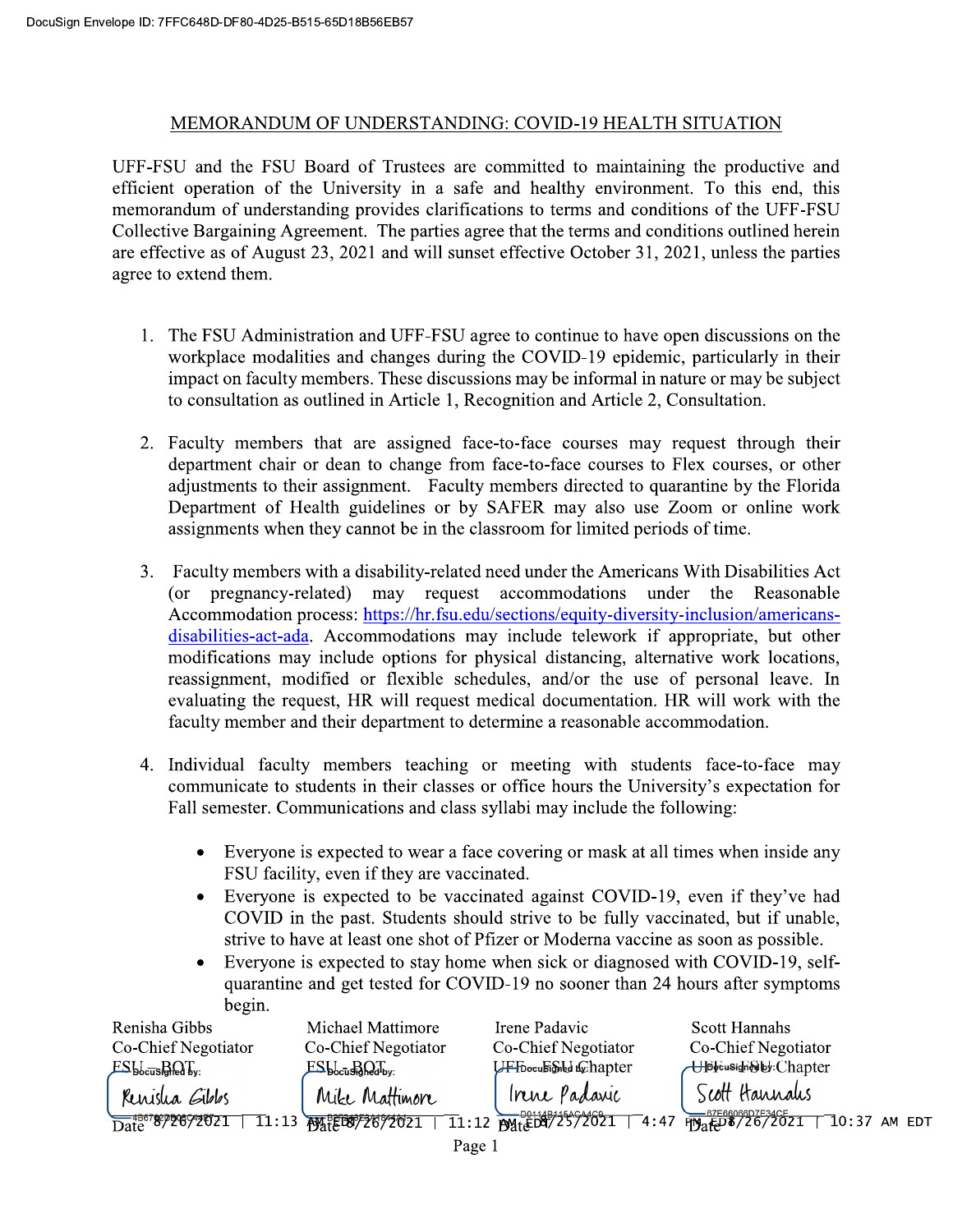DocuSign Envelope ID: 7FFC648D-DF80-4D25-B515-65D18B56EB57

## MEMORANDUM OF UNDERSTANDING: COVID-19 HEALTH SITUATION

UFF-FSU and the FSU Board of Trustees are committed to maintaining the productive and efficient operation of the University in a safe and healthy environment. To this end, this memorandum of understanding provides clarifications to terms and conditions of the UFF-FSU Collective Bargaining Agreement. The parties agree that the terms and conditions outlined herein are effective as of August 23, 2021 and will sunset effective October 31, 2021, unless the parties agree to extend them.

1. The FSU Administration and UFF-FSU agree to continue to have open discussions on the workplace modalities and changes during the COVID-19 epidemic, particularly in their impact on faculty members. These discussions may be informal in nature or may be subject to consultation as outlined in Article 1, Recognition and Article 2, Consultation.

2. Faculty members that are assigned face-to-face courses may request through their department chair or dean to change from face-to-face courses to Flex courses, or other adjustments to their assignment. Faculty members directed to quarantine by the Florida Department of Health guidelines or by SAFER may also use Zoom or online work assignments when they cannot be in the classroom for limited periods of time.

3. Faculty members with a disability-related need under the Americans With Disabilities Act (or pregnancy-related) may request accommodations under the Reasonable Accommodation process: https://hr.fsu.edu/sections/equity-diversity-inclusion/americans-disabilities-act-ada. Accommodations may include telework if appropriate, but other modifications may include options for physical distancing, alternative work locations, reassignment, modified or flexible schedules, and/or the use of personal leave. In evaluating the request, HR will request medical documentation. HR will work with the faculty member and their department to determine a reasonable accommodation.

4. Individual faculty members teaching or meeting with students face-to-face may communicate to students in their classes or office hours the University's expectation for Fall semester. Communications and class syllabi may include the following:

   - Everyone is expected to wear a face covering or mask at all times when inside any FSU facility, even if they are vaccinated.
   - Everyone is expected to be vaccinated against COVID-19, even if they've had COVID in the past. Students should strive to be fully vaccinated, but if unable, strive to have at least one shot of Pfizer or Moderna vaccine as soon as possible.
   - Everyone is expected to stay home when sick or diagnosed with COVID-19, self-quarantine and get tested for COVID-19 no sooner than 24 hours after symptoms begin.

| Renisha Gibbs | Michael Mattimore | Irene Padavic | Scott Hannahs |
|---|---|---|---|
| Co-Chief Negotiator | Co-Chief Negotiator | Co-Chief Negotiator | Co-Chief Negotiator |
| FSU – BOT | FSU – BOT | UFF-FSU Chapter | UFF-FSU Chapter |
| *Renisha Gibbs* | *Mike Mattimore* | *Irene Padavic* | *Scott Hannahs* |
| Date 8/26/2021 \| 11:13 AM EDT | Date 8/26/2021 \| 11:12 AM EDT | Date 8/25/2021 \| 4:47 PM EDT | Date 8/26/2021 \| 10:37 AM EDT |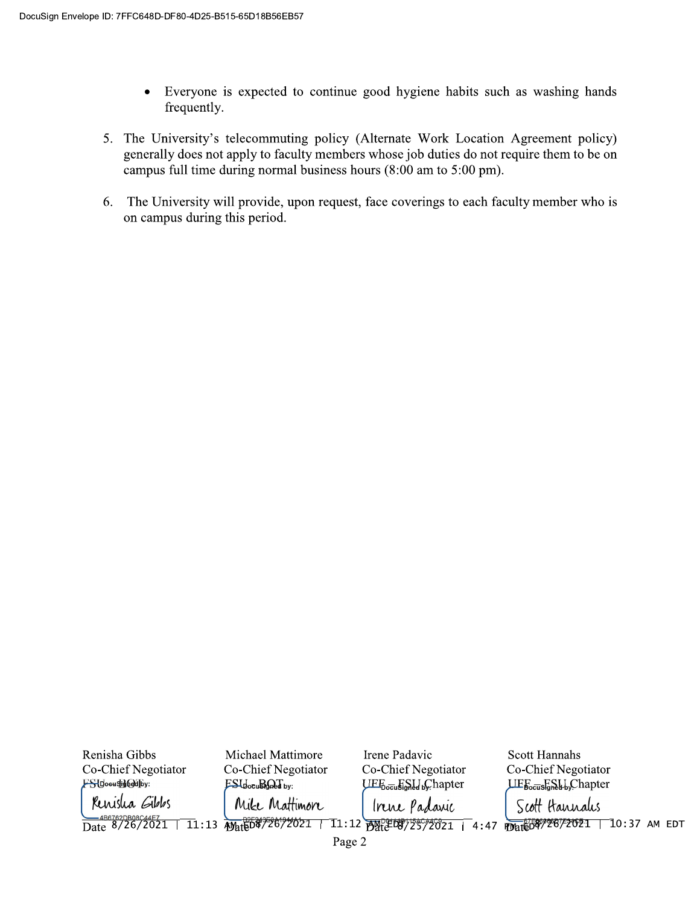- Everyone is expected to continue good hygiene habits such as washing hands frequently.

5. The University's telecommuting policy (Alternate Work Location Agreement policy) generally does not apply to faculty members whose job duties do not require them to be on campus full time during normal business hours (8:00 am to 5:00 pm).

6. The University will provide, upon request, face coverings to each faculty member who is on campus during this period.

| | | | |
|---|---|---|---|
| Renisha Gibbs | Michael Mattimore | Irene Padavic | Scott Hannahs |
| Co-Chief Negotiator | Co-Chief Negotiator | Co-Chief Negotiator | Co-Chief Negotiator |
| FSU – BOT | FSU – BOT | UFF – FSU Chapter | UFF – FSU Chapter |
| Renisha Gibbs | Mike Mattimore | Irene Padavic | Scott Hannahs |
| Date 8/26/2021 \| 11:13 AM EDT | Date 8/26/2021 \| 11:12 AM EDT | Date 8/25/2021 \| 4:47 PM EDT | Date 8/26/2021 \| 10:37 AM EDT |